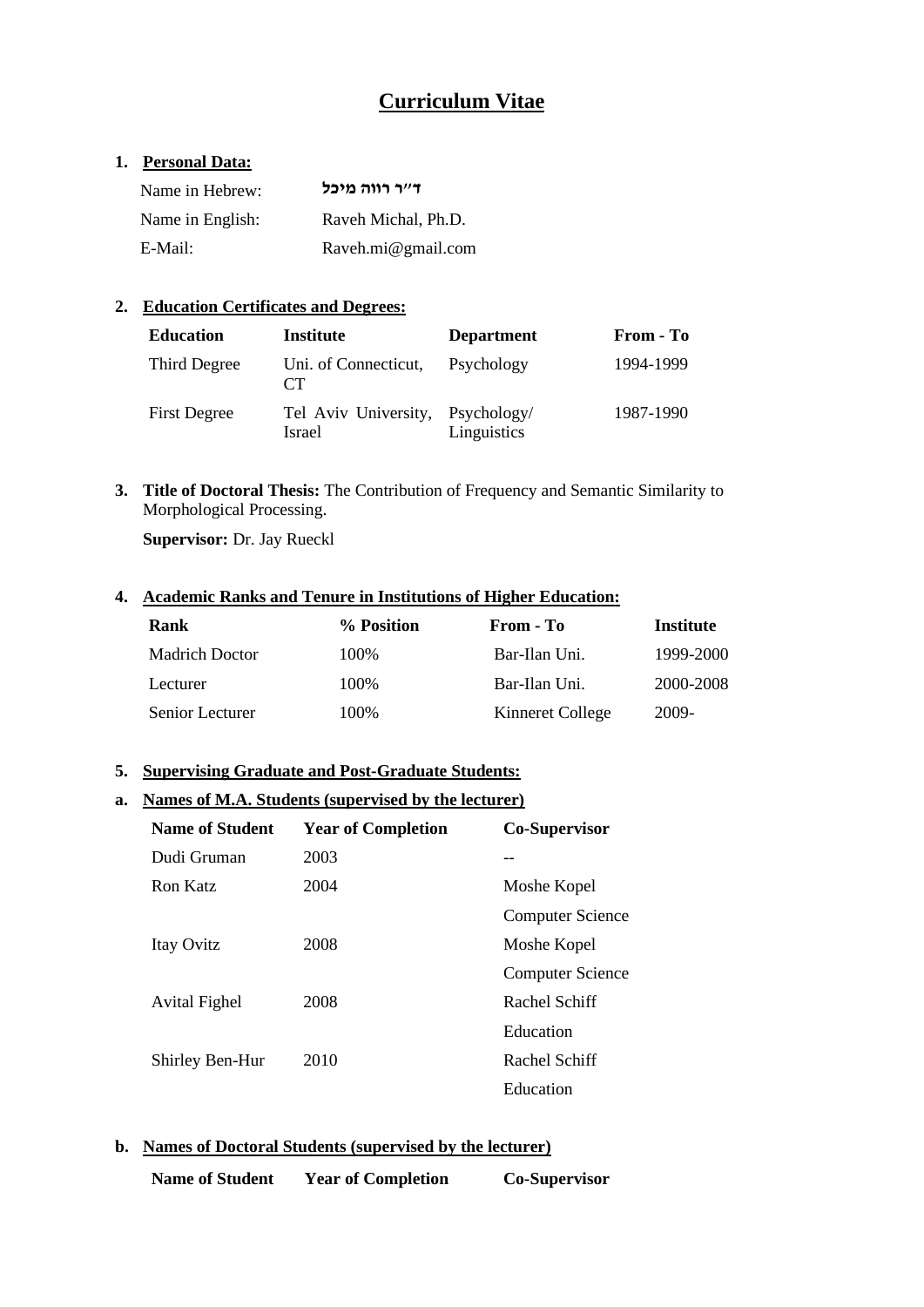# Curriculum Vitae

**1. Personal Data:**

| | |
|---|---|
| Name in Hebrew: | **ד"ר רווה מיכל** |
| Name in English: | Raveh Michal, Ph.D. |
| E-Mail: | Raveh.mi@gmail.com |

**2. Education Certificates and Degrees:**

| Education | Institute | Department | From - To |
|---|---|---|---|
| Third Degree | Uni. of Connecticut, CT | Psychology | 1994-1999 |
| First Degree | Tel Aviv University, Israel | Psychology/ Linguistics | 1987-1990 |

**3. Title of Doctoral Thesis:** The Contribution of Frequency and Semantic Similarity to Morphological Processing.

**Supervisor:** Dr. Jay Rueckl

**4. Academic Ranks and Tenure in Institutions of Higher Education:**

| Rank | % Position | From - To | Institute |
|---|---|---|---|
| Madrich Doctor | 100% | Bar-Ilan Uni. | 1999-2000 |
| Lecturer | 100% | Bar-Ilan Uni. | 2000-2008 |
| Senior Lecturer | 100% | Kinneret College | 2009- |

**5. Supervising Graduate and Post-Graduate Students:**

**a. Names of M.A. Students (supervised by the lecturer)**

| Name of Student | Year of Completion | Co-Supervisor |
|---|---|---|
| Dudi Gruman | 2003 | -- |
| Ron Katz | 2004 | Moshe Kopel Computer Science |
| Itay Ovitz | 2008 | Moshe Kopel Computer Science |
| Avital Fighel | 2008 | Rachel Schiff Education |
| Shirley Ben-Hur | 2010 | Rachel Schiff Education |

**b. Names of Doctoral Students (supervised by the lecturer)**

| Name of Student | Year of Completion | Co-Supervisor |
|---|---|---|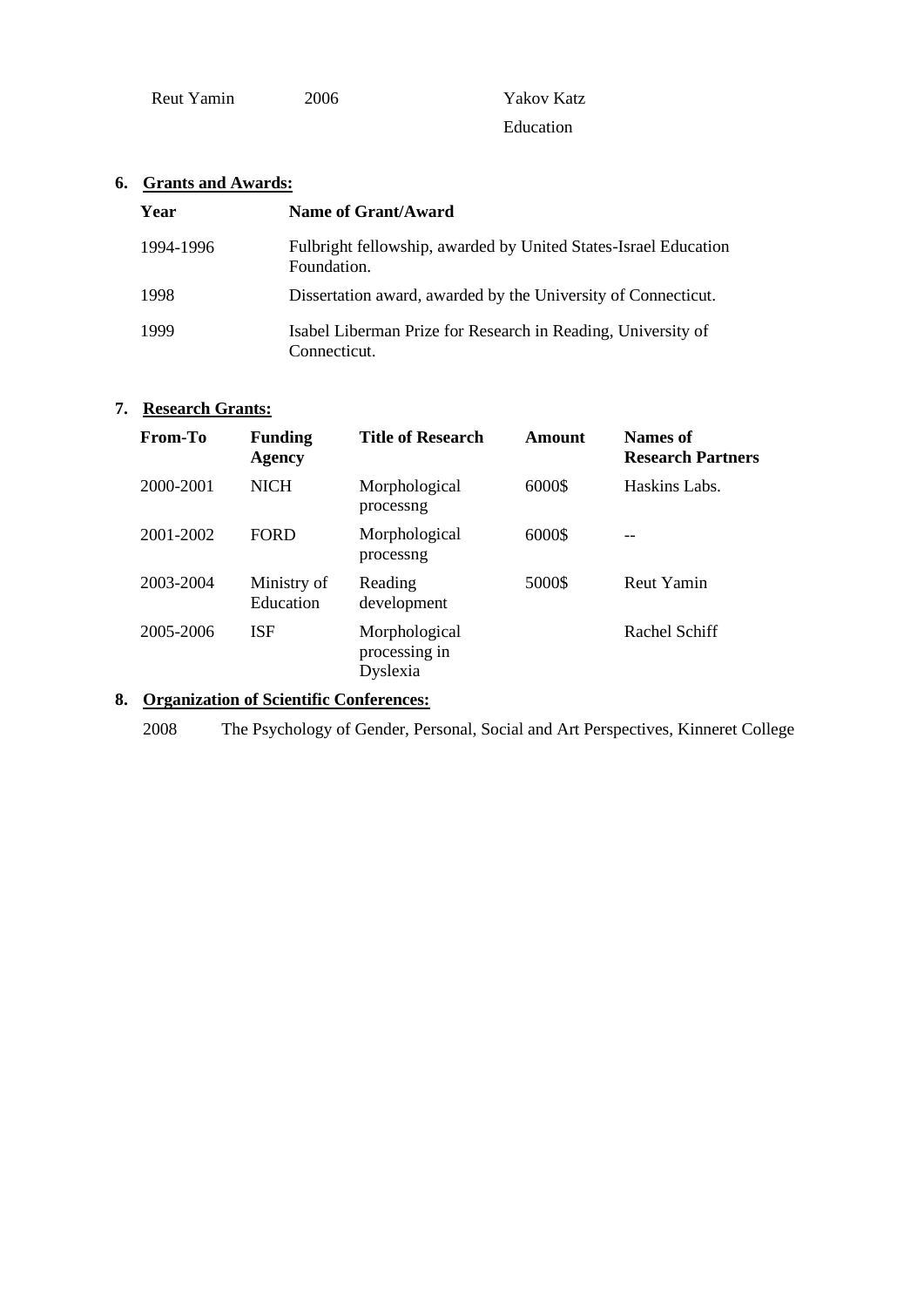| Reut Yamin | 2006 | Yakov Katz Education |
|---|---|---|

## 6. Grants and Awards:

| Year | Name of Grant/Award |
|---|---|
| 1994-1996 | Fulbright fellowship, awarded by United States-Israel Education Foundation. |
| 1998 | Dissertation award, awarded by the University of Connecticut. |
| 1999 | Isabel Liberman Prize for Research in Reading, University of Connecticut. |

## 7. Research Grants:

| From-To | Funding Agency | Title of Research | Amount | Names of Research Partners |
|---|---|---|---|---|
| 2000-2001 | NICH | Morphological processng | 6000$ | Haskins Labs. |
| 2001-2002 | FORD | Morphological processng | 6000$ | -- |
| 2003-2004 | Ministry of Education | Reading development | 5000$ | Reut Yamin |
| 2005-2006 | ISF | Morphological processing in Dyslexia | | Rachel Schiff |

## 8. Organization of Scientific Conferences:

2008 The Psychology of Gender, Personal, Social and Art Perspectives, Kinneret College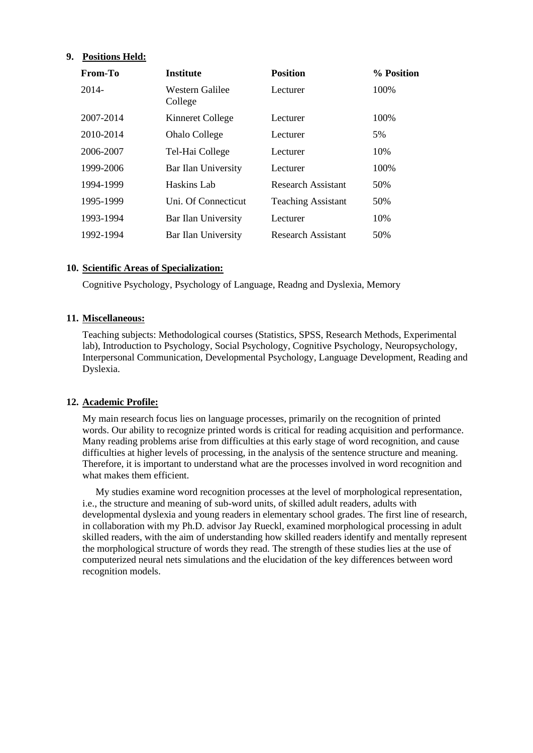**9. Positions Held:**

| From-To | Institute | Position | % Position |
|---|---|---|---|
| 2014- | Western Galilee College | Lecturer | 100% |
| 2007-2014 | Kinneret College | Lecturer | 100% |
| 2010-2014 | Ohalo College | Lecturer | 5% |
| 2006-2007 | Tel-Hai College | Lecturer | 10% |
| 1999-2006 | Bar Ilan University | Lecturer | 100% |
| 1994-1999 | Haskins Lab | Research Assistant | 50% |
| 1995-1999 | Uni. Of Connecticut | Teaching Assistant | 50% |
| 1993-1994 | Bar Ilan University | Lecturer | 10% |
| 1992-1994 | Bar Ilan University | Research Assistant | 50% |

**10. Scientific Areas of Specialization:**

Cognitive Psychology, Psychology of Language, Readng and Dyslexia, Memory

**11. Miscellaneous:**

Teaching subjects: Methodological courses (Statistics, SPSS, Research Methods, Experimental lab), Introduction to Psychology, Social Psychology, Cognitive Psychology, Neuropsychology, Interpersonal Communication, Developmental Psychology, Language Development, Reading and Dyslexia.

**12. Academic Profile:**

My main research focus lies on language processes, primarily on the recognition of printed words. Our ability to recognize printed words is critical for reading acquisition and performance. Many reading problems arise from difficulties at this early stage of word recognition, and cause difficulties at higher levels of processing, in the analysis of the sentence structure and meaning. Therefore, it is important to understand what are the processes involved in word recognition and what makes them efficient.

My studies examine word recognition processes at the level of morphological representation, i.e., the structure and meaning of sub-word units, of skilled adult readers, adults with developmental dyslexia and young readers in elementary school grades. The first line of research, in collaboration with my Ph.D. advisor Jay Rueckl, examined morphological processing in adult skilled readers, with the aim of understanding how skilled readers identify and mentally represent the morphological structure of words they read. The strength of these studies lies at the use of computerized neural nets simulations and the elucidation of the key differences between word recognition models.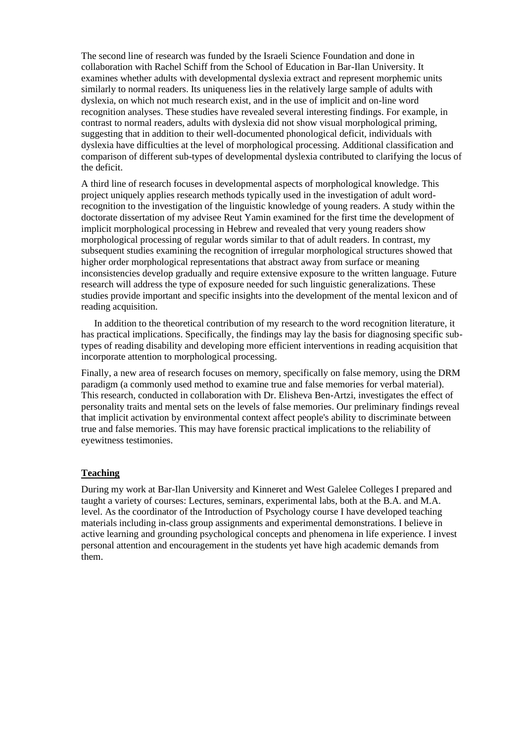The second line of research was funded by the Israeli Science Foundation and done in collaboration with Rachel Schiff from the School of Education in Bar-Ilan University. It examines whether adults with developmental dyslexia extract and represent morphemic units similarly to normal readers. Its uniqueness lies in the relatively large sample of adults with dyslexia, on which not much research exist, and in the use of implicit and on-line word recognition analyses. These studies have revealed several interesting findings. For example, in contrast to normal readers, adults with dyslexia did not show visual morphological priming, suggesting that in addition to their well-documented phonological deficit, individuals with dyslexia have difficulties at the level of morphological processing. Additional classification and comparison of different sub-types of developmental dyslexia contributed to clarifying the locus of the deficit.

A third line of research focuses in developmental aspects of morphological knowledge. This project uniquely applies research methods typically used in the investigation of adult word-recognition to the investigation of the linguistic knowledge of young readers. A study within the doctorate dissertation of my advisee Reut Yamin examined for the first time the development of implicit morphological processing in Hebrew and revealed that very young readers show morphological processing of regular words similar to that of adult readers. In contrast, my subsequent studies examining the recognition of irregular morphological structures showed that higher order morphological representations that abstract away from surface or meaning inconsistencies develop gradually and require extensive exposure to the written language. Future research will address the type of exposure needed for such linguistic generalizations. These studies provide important and specific insights into the development of the mental lexicon and of reading acquisition.

In addition to the theoretical contribution of my research to the word recognition literature, it has practical implications. Specifically, the findings may lay the basis for diagnosing specific sub-types of reading disability and developing more efficient interventions in reading acquisition that incorporate attention to morphological processing.

Finally, a new area of research focuses on memory, specifically on false memory, using the DRM paradigm (a commonly used method to examine true and false memories for verbal material). This research, conducted in collaboration with Dr. Elisheva Ben-Artzi, investigates the effect of personality traits and mental sets on the levels of false memories. Our preliminary findings reveal that implicit activation by environmental context affect people's ability to discriminate between true and false memories. This may have forensic practical implications to the reliability of eyewitness testimonies.

**Teaching**

During my work at Bar-Ilan University and Kinneret and West Galelee Colleges I prepared and taught a variety of courses: Lectures, seminars, experimental labs, both at the B.A. and M.A. level. As the coordinator of the Introduction of Psychology course I have developed teaching materials including in-class group assignments and experimental demonstrations. I believe in active learning and grounding psychological concepts and phenomena in life experience. I invest personal attention and encouragement in the students yet have high academic demands from them.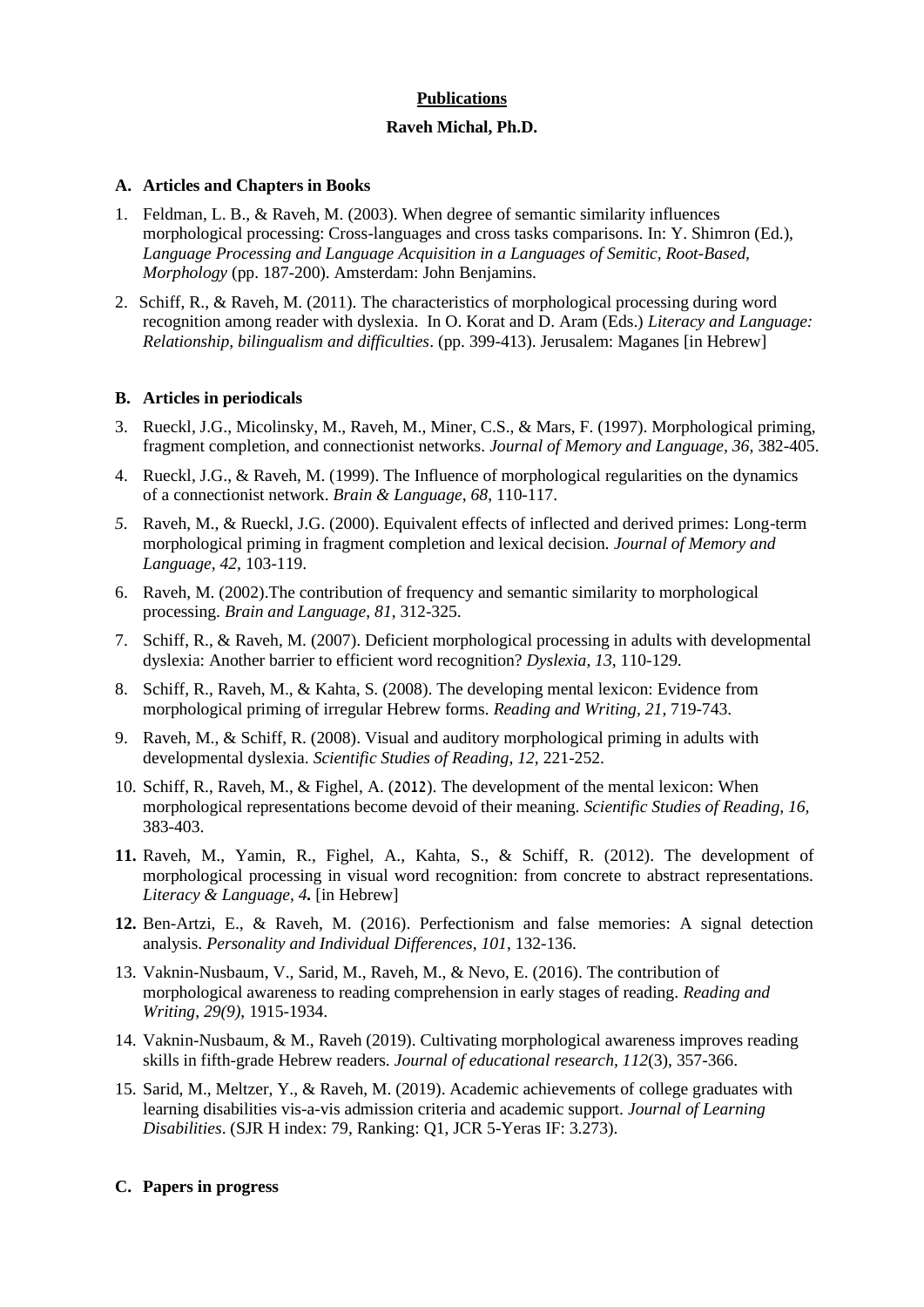**Publications**

**Raveh Michal, Ph.D.**

**A. Articles and Chapters in Books**

1. Feldman, L. B., & Raveh, M. (2003). When degree of semantic similarity influences morphological processing: Cross-languages and cross tasks comparisons. In: Y. Shimron (Ed.), *Language Processing and Language Acquisition in a Languages of Semitic, Root-Based, Morphology* (pp. 187-200). Amsterdam: John Benjamins.

2. Schiff, R., & Raveh, M. (2011). The characteristics of morphological processing during word recognition among reader with dyslexia. In O. Korat and D. Aram (Eds.) *Literacy and Language: Relationship, bilingualism and difficulties*. (pp. 399-413). Jerusalem: Maganes [in Hebrew]

**B. Articles in periodicals**

3. Rueckl, J.G., Micolinsky, M., Raveh, M., Miner, C.S., & Mars, F. (1997). Morphological priming, fragment completion, and connectionist networks. *Journal of Memory and Language*, *36*, 382-405.

4. Rueckl, J.G., & Raveh, M. (1999). The Influence of morphological regularities on the dynamics of a connectionist network. *Brain & Language*, *68*, 110-117.

5. Raveh, M., & Rueckl, J.G. (2000). Equivalent effects of inflected and derived primes: Long-term morphological priming in fragment completion and lexical decision. *Journal of Memory and Language*, *42*, 103-119.

6. Raveh, M. (2002).The contribution of frequency and semantic similarity to morphological processing. *Brain and Language*, *81*, 312-325.

7. Schiff, R., & Raveh, M. (2007). Deficient morphological processing in adults with developmental dyslexia: Another barrier to efficient word recognition? *Dyslexia*, *13*, 110-129.

8. Schiff, R., Raveh, M., & Kahta, S. (2008). The developing mental lexicon: Evidence from morphological priming of irregular Hebrew forms. *Reading and Writing*, *21*, 719-743.

9. Raveh, M., & Schiff, R. (2008). Visual and auditory morphological priming in adults with developmental dyslexia. *Scientific Studies of Reading*, *12*, 221-252.

10. Schiff, R., Raveh, M., & Fighel, A. (2012). The development of the mental lexicon: When morphological representations become devoid of their meaning. *Scientific Studies of Reading, 16,* 383-403.

11. Raveh, M., Yamin, R., Fighel, A., Kahta, S., & Schiff, R. (2012). The development of morphological processing in visual word recognition: from concrete to abstract representations. *Literacy & Language, 4.* [in Hebrew]

12. Ben-Artzi, E., & Raveh, M. (2016). Perfectionism and false memories: A signal detection analysis. *Personality and Individual Differences*, *101*, 132-136.

13. Vaknin-Nusbaum, V., Sarid, M., Raveh, M., & Nevo, E. (2016). The contribution of morphological awareness to reading comprehension in early stages of reading. *Reading and Writing*, *29(9)*, 1915-1934.

14. Vaknin-Nusbaum, & M., Raveh (2019). Cultivating morphological awareness improves reading skills in fifth-grade Hebrew readers. *Journal of educational research*, *112*(3), 357-366.

15. Sarid, M., Meltzer, Y., & Raveh, M. (2019). Academic achievements of college graduates with learning disabilities vis-a-vis admission criteria and academic support. *Journal of Learning Disabilities*. (SJR H index: 79, Ranking: Q1, JCR 5-Yeras IF: 3.273).

**C. Papers in progress**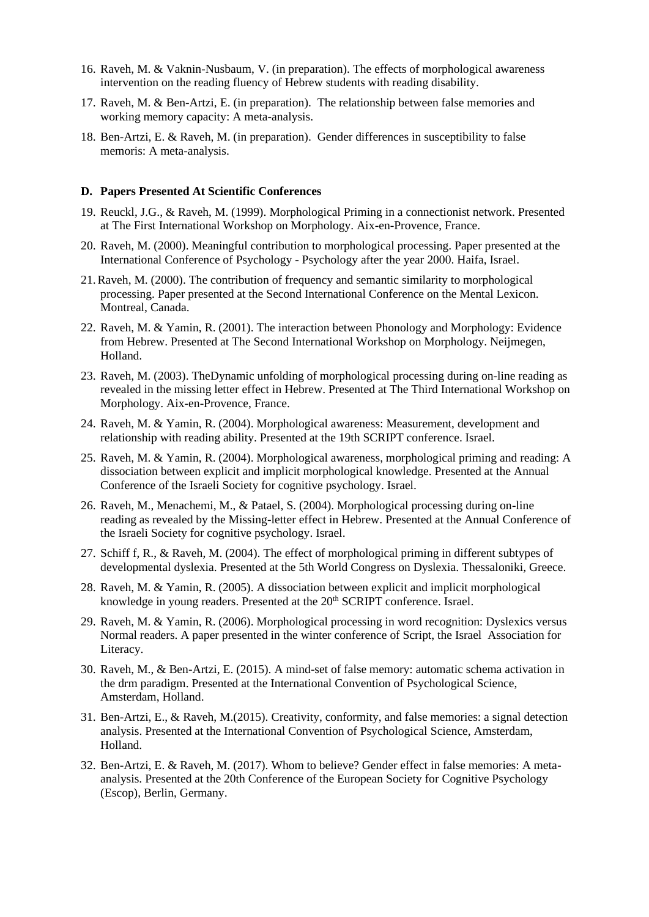16. Raveh, M. & Vaknin-Nusbaum, V. (in preparation). The effects of morphological awareness intervention on the reading fluency of Hebrew students with reading disability.
17. Raveh, M. & Ben-Artzi, E. (in preparation). The relationship between false memories and working memory capacity: A meta-analysis.
18. Ben-Artzi, E. & Raveh, M. (in preparation). Gender differences in susceptibility to false memoris: A meta-analysis.

**D. Papers Presented At Scientific Conferences**

19. Reuckl, J.G., & Raveh, M. (1999). Morphological Priming in a connectionist network. Presented at The First International Workshop on Morphology. Aix-en-Provence, France.
20. Raveh, M. (2000). Meaningful contribution to morphological processing. Paper presented at the International Conference of Psychology - Psychology after the year 2000. Haifa, Israel.
21. Raveh, M. (2000). The contribution of frequency and semantic similarity to morphological processing. Paper presented at the Second International Conference on the Mental Lexicon. Montreal, Canada.
22. Raveh, M. & Yamin, R. (2001). The interaction between Phonology and Morphology: Evidence from Hebrew. Presented at The Second International Workshop on Morphology. Neijmegen, Holland.
23. Raveh, M. (2003). TheDynamic unfolding of morphological processing during on-line reading as revealed in the missing letter effect in Hebrew. Presented at The Third International Workshop on Morphology. Aix-en-Provence, France.
24. Raveh, M. & Yamin, R. (2004). Morphological awareness: Measurement, development and relationship with reading ability. Presented at the 19th SCRIPT conference. Israel.
25. Raveh, M. & Yamin, R. (2004). Morphological awareness, morphological priming and reading: A dissociation between explicit and implicit morphological knowledge. Presented at the Annual Conference of the Israeli Society for cognitive psychology. Israel.
26. Raveh, M., Menachemi, M., & Patael, S. (2004). Morphological processing during on-line reading as revealed by the Missing-letter effect in Hebrew. Presented at the Annual Conference of the Israeli Society for cognitive psychology. Israel.
27. Schiff f, R., & Raveh, M. (2004). The effect of morphological priming in different subtypes of developmental dyslexia. Presented at the 5th World Congress on Dyslexia. Thessaloniki, Greece.
28. Raveh, M. & Yamin, R. (2005). A dissociation between explicit and implicit morphological knowledge in young readers. Presented at the 20th SCRIPT conference. Israel.
29. Raveh, M. & Yamin, R. (2006). Morphological processing in word recognition: Dyslexics versus Normal readers. A paper presented in the winter conference of Script, the Israel Association for Literacy.
30. Raveh, M., & Ben-Artzi, E. (2015). A mind-set of false memory: automatic schema activation in the drm paradigm. Presented at the International Convention of Psychological Science, Amsterdam, Holland.
31. Ben-Artzi, E., & Raveh, M.(2015). Creativity, conformity, and false memories: a signal detection analysis. Presented at the International Convention of Psychological Science, Amsterdam, Holland.
32. Ben-Artzi, E. & Raveh, M. (2017). Whom to believe? Gender effect in false memories: A meta-analysis. Presented at the 20th Conference of the European Society for Cognitive Psychology (Escop), Berlin, Germany.